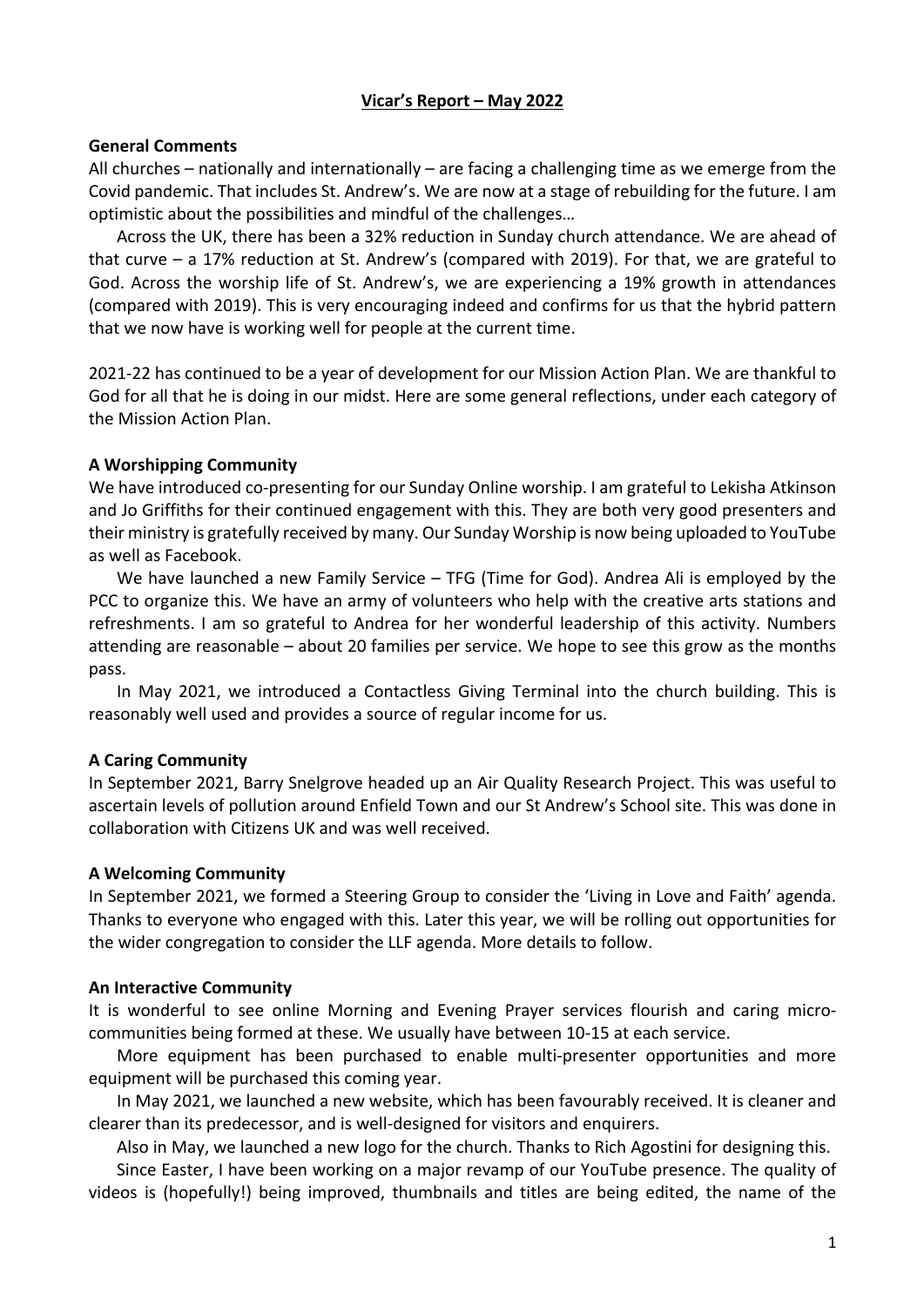# Vicar's Report – May 2022

**General Comments**

All churches – nationally and internationally – are facing a challenging time as we emerge from the Covid pandemic. That includes St. Andrew's. We are now at a stage of rebuilding for the future. I am optimistic about the possibilities and mindful of the challenges…

Across the UK, there has been a 32% reduction in Sunday church attendance. We are ahead of that curve – a 17% reduction at St. Andrew's (compared with 2019). For that, we are grateful to God. Across the worship life of St. Andrew's, we are experiencing a 19% growth in attendances (compared with 2019). This is very encouraging indeed and confirms for us that the hybrid pattern that we now have is working well for people at the current time.

2021-22 has continued to be a year of development for our Mission Action Plan. We are thankful to God for all that he is doing in our midst. Here are some general reflections, under each category of the Mission Action Plan.

**A Worshipping Community**

We have introduced co-presenting for our Sunday Online worship. I am grateful to Lekisha Atkinson and Jo Griffiths for their continued engagement with this. They are both very good presenters and their ministry is gratefully received by many. Our Sunday Worship is now being uploaded to YouTube as well as Facebook.

We have launched a new Family Service – TFG (Time for God). Andrea Ali is employed by the PCC to organize this. We have an army of volunteers who help with the creative arts stations and refreshments. I am so grateful to Andrea for her wonderful leadership of this activity. Numbers attending are reasonable – about 20 families per service. We hope to see this grow as the months pass.

In May 2021, we introduced a Contactless Giving Terminal into the church building. This is reasonably well used and provides a source of regular income for us.

**A Caring Community**

In September 2021, Barry Snelgrove headed up an Air Quality Research Project. This was useful to ascertain levels of pollution around Enfield Town and our St Andrew's School site. This was done in collaboration with Citizens UK and was well received.

**A Welcoming Community**

In September 2021, we formed a Steering Group to consider the 'Living in Love and Faith' agenda. Thanks to everyone who engaged with this. Later this year, we will be rolling out opportunities for the wider congregation to consider the LLF agenda. More details to follow.

**An Interactive Community**

It is wonderful to see online Morning and Evening Prayer services flourish and caring micro-communities being formed at these. We usually have between 10-15 at each service.

More equipment has been purchased to enable multi-presenter opportunities and more equipment will be purchased this coming year.

In May 2021, we launched a new website, which has been favourably received. It is cleaner and clearer than its predecessor, and is well-designed for visitors and enquirers.

Also in May, we launched a new logo for the church. Thanks to Rich Agostini for designing this.

Since Easter, I have been working on a major revamp of our YouTube presence. The quality of videos is (hopefully!) being improved, thumbnails and titles are being edited, the name of the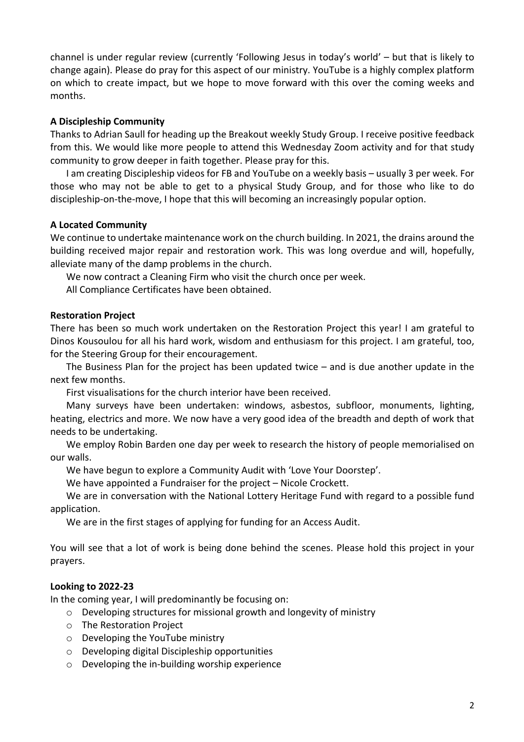channel is under regular review (currently 'Following Jesus in today's world' – but that is likely to change again). Please do pray for this aspect of our ministry. YouTube is a highly complex platform on which to create impact, but we hope to move forward with this over the coming weeks and months.

**A Discipleship Community**

Thanks to Adrian Saull for heading up the Breakout weekly Study Group. I receive positive feedback from this. We would like more people to attend this Wednesday Zoom activity and for that study community to grow deeper in faith together. Please pray for this.

I am creating Discipleship videos for FB and YouTube on a weekly basis – usually 3 per week. For those who may not be able to get to a physical Study Group, and for those who like to do discipleship-on-the-move, I hope that this will becoming an increasingly popular option.

**A Located Community**

We continue to undertake maintenance work on the church building. In 2021, the drains around the building received major repair and restoration work. This was long overdue and will, hopefully, alleviate many of the damp problems in the church.

We now contract a Cleaning Firm who visit the church once per week.

All Compliance Certificates have been obtained.

**Restoration Project**

There has been so much work undertaken on the Restoration Project this year! I am grateful to Dinos Kousoulou for all his hard work, wisdom and enthusiasm for this project. I am grateful, too, for the Steering Group for their encouragement.

The Business Plan for the project has been updated twice – and is due another update in the next few months.

First visualisations for the church interior have been received.

Many surveys have been undertaken: windows, asbestos, subfloor, monuments, lighting, heating, electrics and more. We now have a very good idea of the breadth and depth of work that needs to be undertaking.

We employ Robin Barden one day per week to research the history of people memorialised on our walls.

We have begun to explore a Community Audit with 'Love Your Doorstep'.

We have appointed a Fundraiser for the project – Nicole Crockett.

We are in conversation with the National Lottery Heritage Fund with regard to a possible fund application.

We are in the first stages of applying for funding for an Access Audit.

You will see that a lot of work is being done behind the scenes. Please hold this project in your prayers.

**Looking to 2022-23**

In the coming year, I will predominantly be focusing on:

- Developing structures for missional growth and longevity of ministry
- The Restoration Project
- Developing the YouTube ministry
- Developing digital Discipleship opportunities
- Developing the in-building worship experience